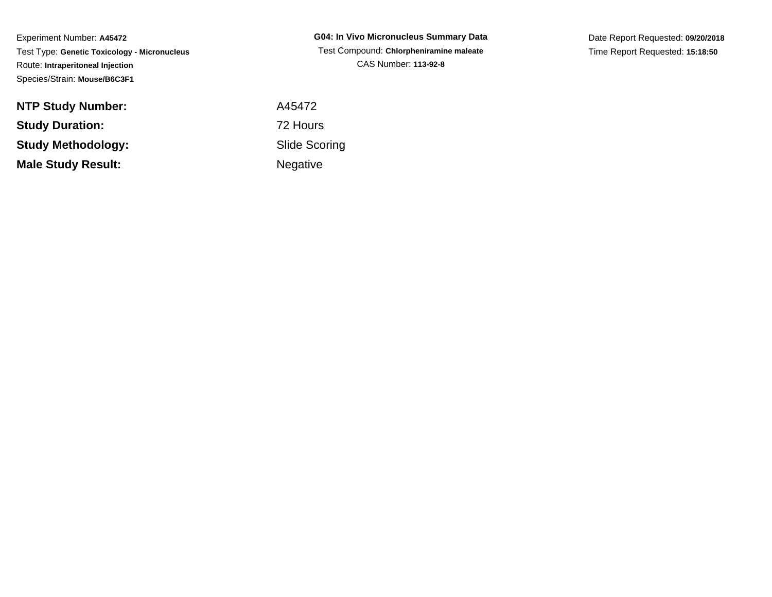Experiment Number: **A45472**

Test Type: **Genetic Toxicology - Micronucleus**

Route: **Intraperitoneal Injection**

Species/Strain: **Mouse/B6C3F1**

**G04: In Vivo Micronucleus Summary Data**

Test Compound: **Chlorpheniramine maleate**

CAS Number: **113-92-8**

Date Report Requested: **09/20/2018**

Time Report Requested: **15:18:50**

| | |
|---|---|
| **NTP Study Number:** | A45472 |
| **Study Duration:** | 72 Hours |
| **Study Methodology:** | Slide Scoring |
| **Male Study Result:** | Negative |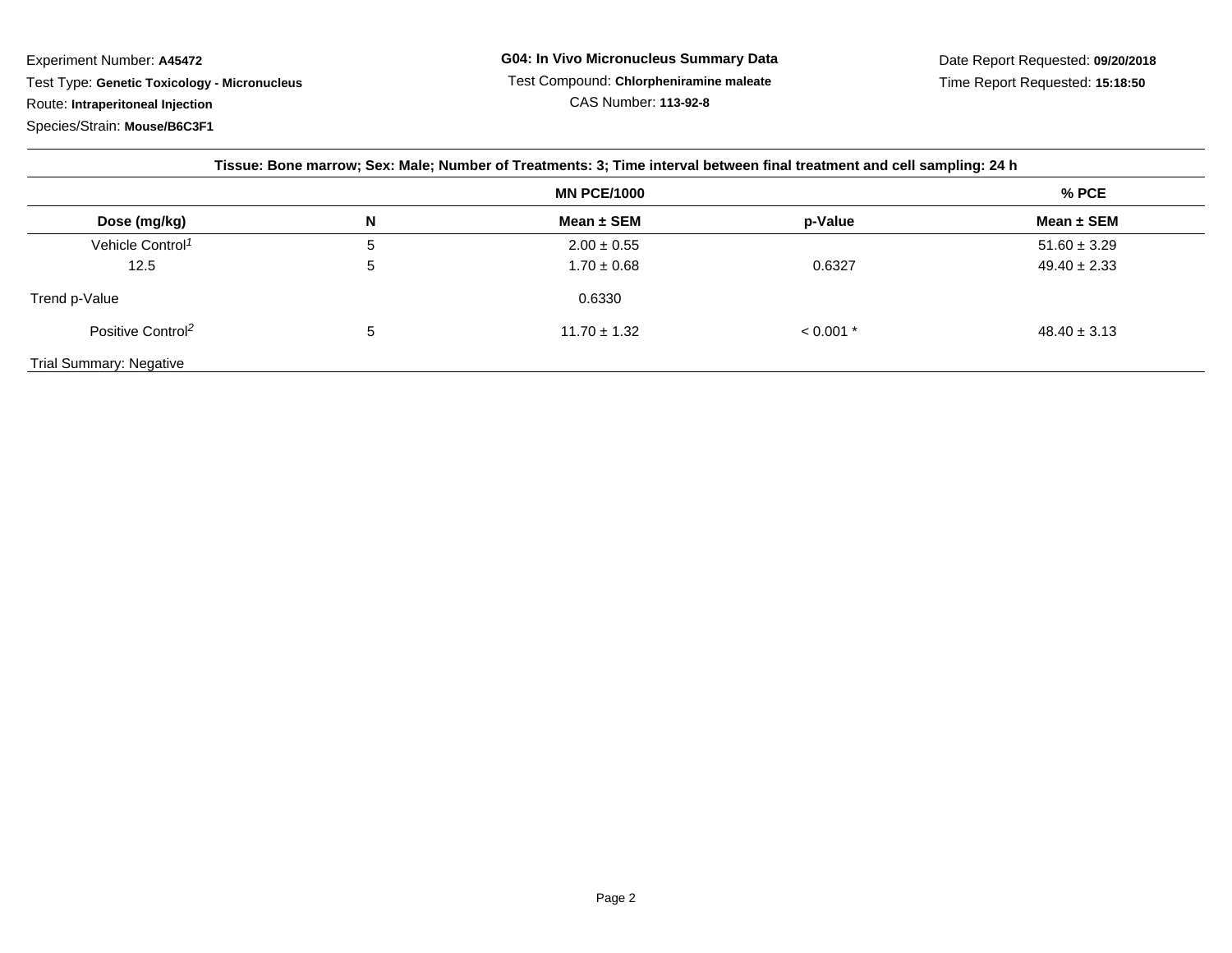Experiment Number: **A45472**
Test Type: **Genetic Toxicology - Micronucleus**
Route: **Intraperitoneal Injection**
Species/Strain: **Mouse/B6C3F1**

**G04: In Vivo Micronucleus Summary Data**
Test Compound: **Chlorpheniramine maleate**
CAS Number: **113-92-8**

Date Report Requested: **09/20/2018**
Time Report Requested: **15:18:50**

**Tissue: Bone marrow; Sex: Male; Number of Treatments: 3; Time interval between final treatment and cell sampling: 24 h**

| | | MN PCE/1000 | | % PCE |
|---|---|---|---|---|
| **Dose (mg/kg)** | **N** | **Mean ± SEM** | **p-Value** | **Mean ± SEM** |
| Vehicle Control[1] | 5 | 2.00 ± 0.55 | | 51.60 ± 3.29 |
| 12.5 | 5 | 1.70 ± 0.68 | 0.6327 | 49.40 ± 2.33 |
| Trend p-Value | | 0.6330 | | |
| Positive Control[2] | 5 | 11.70 ± 1.32 | < 0.001 * | 48.40 ± 3.13 |

Trial Summary: Negative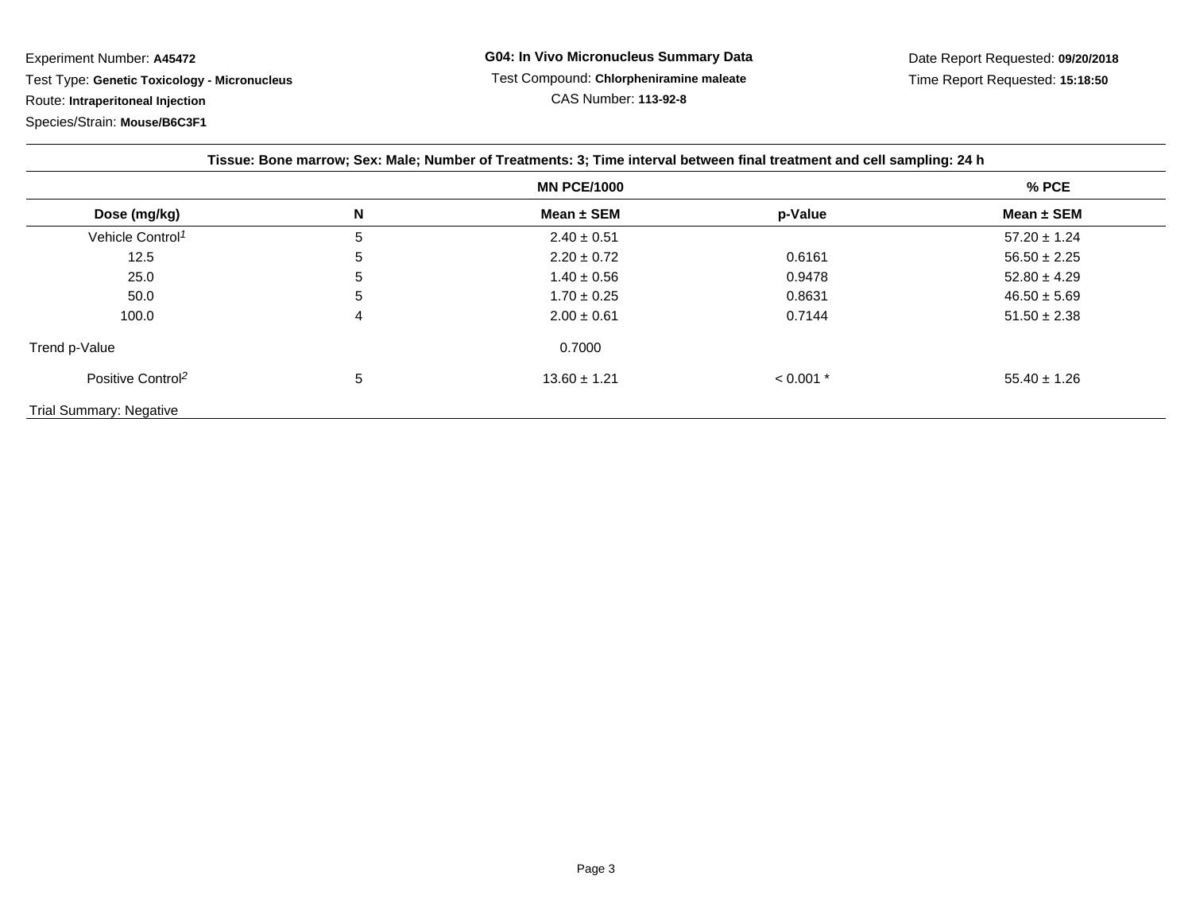Experiment Number: **A45472**

Test Type: **Genetic Toxicology - Micronucleus**

Route: **Intraperitoneal Injection**

Species/Strain: **Mouse/B6C3F1**

**G04: In Vivo Micronucleus Summary Data**

Test Compound: **Chlorpheniramine maleate**

CAS Number: **113-92-8**

Date Report Requested: **09/20/2018**

Time Report Requested: **15:18:50**

**Tissue: Bone marrow; Sex: Male; Number of Treatments: 3; Time interval between final treatment and cell sampling: 24 h**

| | | MN PCE/1000 | | % PCE |
|---|---|---|---|---|
| **Dose (mg/kg)** | **N** | **Mean ± SEM** | **p-Value** | **Mean ± SEM** |
| Vehicle Control[1] | 5 | 2.40 ± 0.51 | | 57.20 ± 1.24 |
| 12.5 | 5 | 2.20 ± 0.72 | 0.6161 | 56.50 ± 2.25 |
| 25.0 | 5 | 1.40 ± 0.56 | 0.9478 | 52.80 ± 4.29 |
| 50.0 | 5 | 1.70 ± 0.25 | 0.8631 | 46.50 ± 5.69 |
| 100.0 | 4 | 2.00 ± 0.61 | 0.7144 | 51.50 ± 2.38 |
| Trend p-Value | | 0.7000 | | |
| Positive Control[2] | 5 | 13.60 ± 1.21 | < 0.001 * | 55.40 ± 1.26 |

Trial Summary: Negative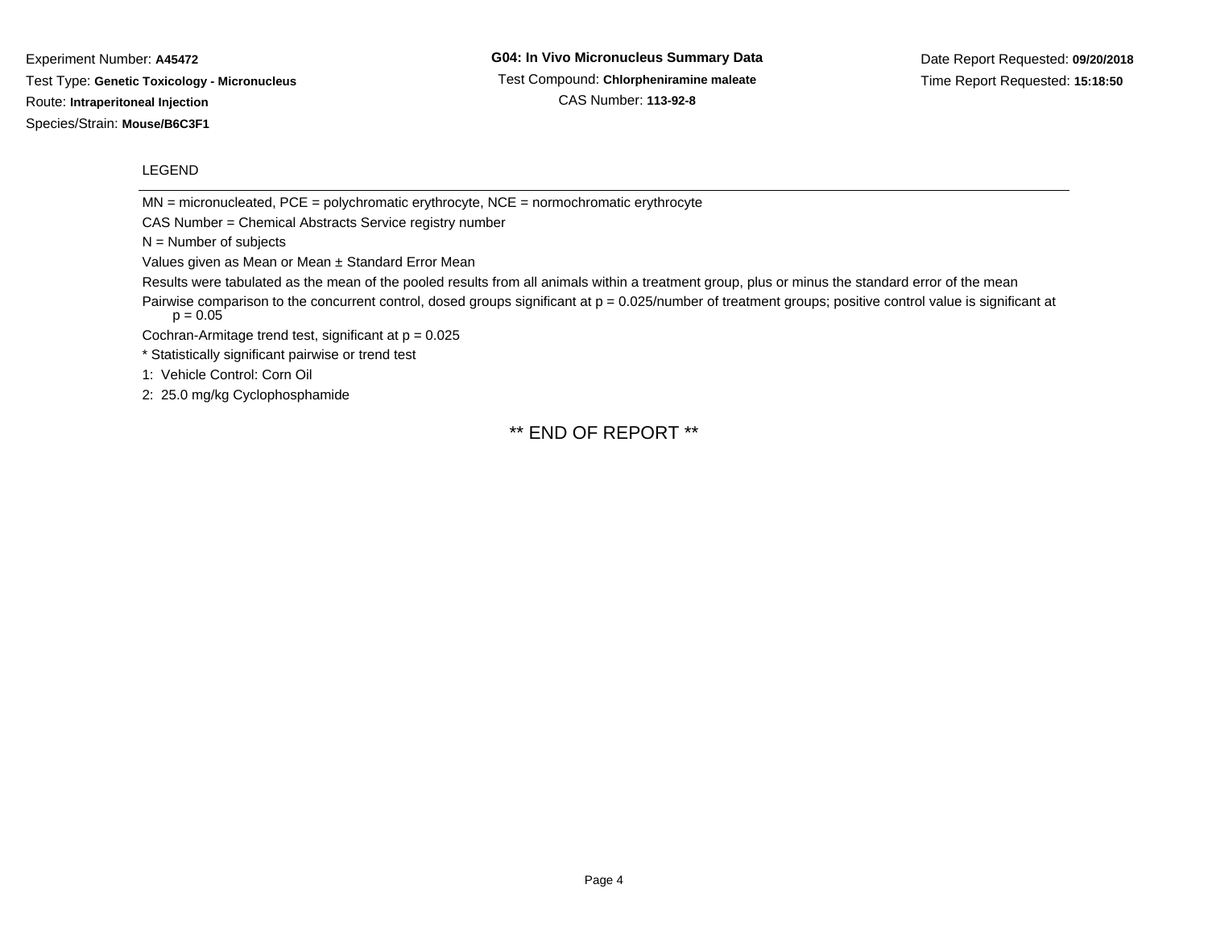Experiment Number: **A45472**

Test Type: **Genetic Toxicology - Micronucleus**

Route: **Intraperitoneal Injection**

Species/Strain: **Mouse/B6C3F1**

**G04: In Vivo Micronucleus Summary Data**

Test Compound: **Chlorpheniramine maleate**

CAS Number: **113-92-8**

Date Report Requested: **09/20/2018**

Time Report Requested: **15:18:50**

LEGEND

MN = micronucleated, PCE = polychromatic erythrocyte, NCE = normochromatic erythrocyte

CAS Number = Chemical Abstracts Service registry number

N = Number of subjects

Values given as Mean or Mean ± Standard Error Mean

Results were tabulated as the mean of the pooled results from all animals within a treatment group, plus or minus the standard error of the mean

Pairwise comparison to the concurrent control, dosed groups significant at $p = 0.025$/number of treatment groups; positive control value is significant at $p = 0.05$

Cochran-Armitage trend test, significant at $p = 0.025$

* Statistically significant pairwise or trend test

1: Vehicle Control: Corn Oil

2: 25.0 mg/kg Cyclophosphamide

** END OF REPORT **